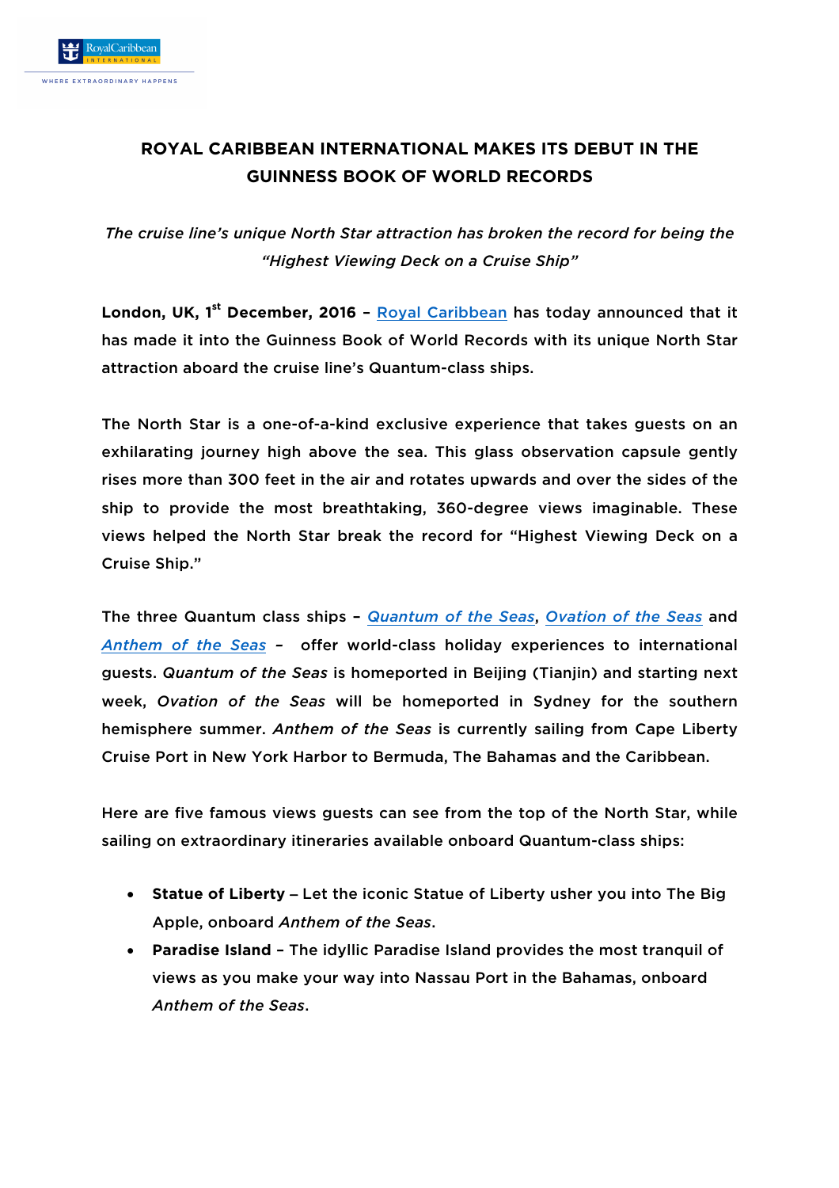# ROYAL CARIBBEAN INTERNATIONAL MAKES ITS DEBUT IN THE GUINNESS BOOK OF WORLD RECORDS

*The cruise line's unique North Star attraction has broken the record for being the "Highest Viewing Deck on a Cruise Ship"*

**London, UK, 1st December, 2016 –** Royal Caribbean has today announced that it has made it into the Guinness Book of World Records with its unique North Star attraction aboard the cruise line's Quantum-class ships.

The North Star is a one-of-a-kind exclusive experience that takes guests on an exhilarating journey high above the sea. This glass observation capsule gently rises more than 300 feet in the air and rotates upwards and over the sides of the ship to provide the most breathtaking, 360-degree views imaginable. These views helped the North Star break the record for "Highest Viewing Deck on a Cruise Ship."

The three Quantum class ships – *Quantum of the Seas*, *Ovation of the Seas* and *Anthem of the Seas* – offer world-class holiday experiences to international guests. *Quantum of the Seas* is homeported in Beijing (Tianjin) and starting next week, *Ovation of the Seas* will be homeported in Sydney for the southern hemisphere summer. *Anthem of the Seas* is currently sailing from Cape Liberty Cruise Port in New York Harbor to Bermuda, The Bahamas and the Caribbean.

Here are five famous views guests can see from the top of the North Star, while sailing on extraordinary itineraries available onboard Quantum-class ships:

- **Statue of Liberty** – Let the iconic Statue of Liberty usher you into The Big Apple, onboard *Anthem of the Seas*.
- **Paradise Island** – The idyllic Paradise Island provides the most tranquil of views as you make your way into Nassau Port in the Bahamas, onboard *Anthem of the Seas*.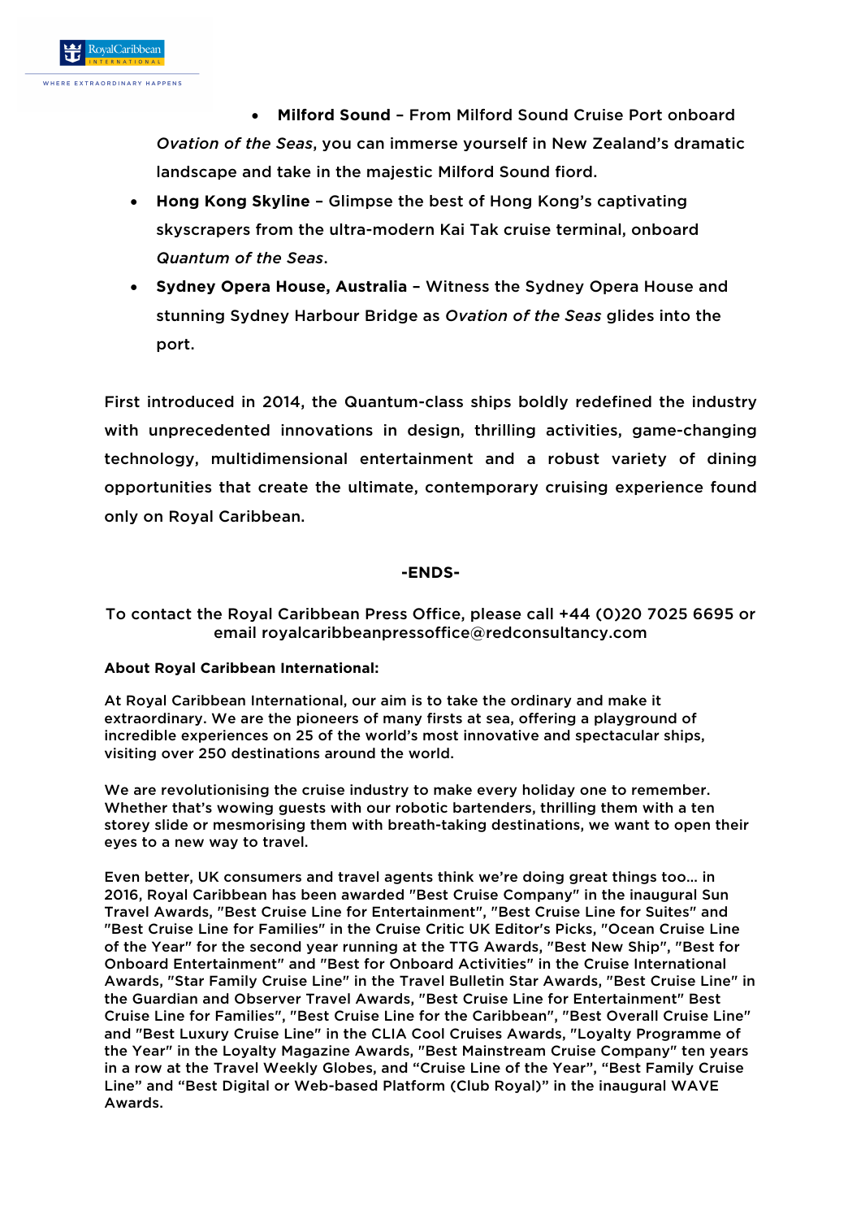- **Milford Sound –** From Milford Sound Cruise Port onboard *Ovation of the Seas*, you can immerse yourself in New Zealand's dramatic landscape and take in the majestic Milford Sound fiord.
- **Hong Kong Skyline –** Glimpse the best of Hong Kong's captivating skyscrapers from the ultra-modern Kai Tak cruise terminal, onboard *Quantum of the Seas*.
- **Sydney Opera House, Australia –** Witness the Sydney Opera House and stunning Sydney Harbour Bridge as *Ovation of the Seas* glides into the port.

First introduced in 2014, the Quantum-class ships boldly redefined the industry with unprecedented innovations in design, thrilling activities, game-changing technology, multidimensional entertainment and a robust variety of dining opportunities that create the ultimate, contemporary cruising experience found only on Royal Caribbean.

**-ENDS-**

To contact the Royal Caribbean Press Office, please call +44 (0)20 7025 6695 or email royalcaribbeanpressoffice@redconsultancy.com

**About Royal Caribbean International:**

At Royal Caribbean International, our aim is to take the ordinary and make it extraordinary. We are the pioneers of many firsts at sea, offering a playground of incredible experiences on 25 of the world's most innovative and spectacular ships, visiting over 250 destinations around the world.

We are revolutionising the cruise industry to make every holiday one to remember. Whether that's wowing guests with our robotic bartenders, thrilling them with a ten storey slide or mesmorising them with breath-taking destinations, we want to open their eyes to a new way to travel.

Even better, UK consumers and travel agents think we're doing great things too… in 2016, Royal Caribbean has been awarded "Best Cruise Company" in the inaugural Sun Travel Awards, "Best Cruise Line for Entertainment", "Best Cruise Line for Suites" and "Best Cruise Line for Families" in the Cruise Critic UK Editor's Picks, "Ocean Cruise Line of the Year" for the second year running at the TTG Awards, "Best New Ship", "Best for Onboard Entertainment" and "Best for Onboard Activities" in the Cruise International Awards, "Star Family Cruise Line" in the Travel Bulletin Star Awards, "Best Cruise Line" in the Guardian and Observer Travel Awards, "Best Cruise Line for Entertainment" Best Cruise Line for Families", "Best Cruise Line for the Caribbean", "Best Overall Cruise Line" and "Best Luxury Cruise Line" in the CLIA Cool Cruises Awards, "Loyalty Programme of the Year" in the Loyalty Magazine Awards, "Best Mainstream Cruise Company" ten years in a row at the Travel Weekly Globes, and "Cruise Line of the Year", "Best Family Cruise Line" and "Best Digital or Web-based Platform (Club Royal)" in the inaugural WAVE Awards.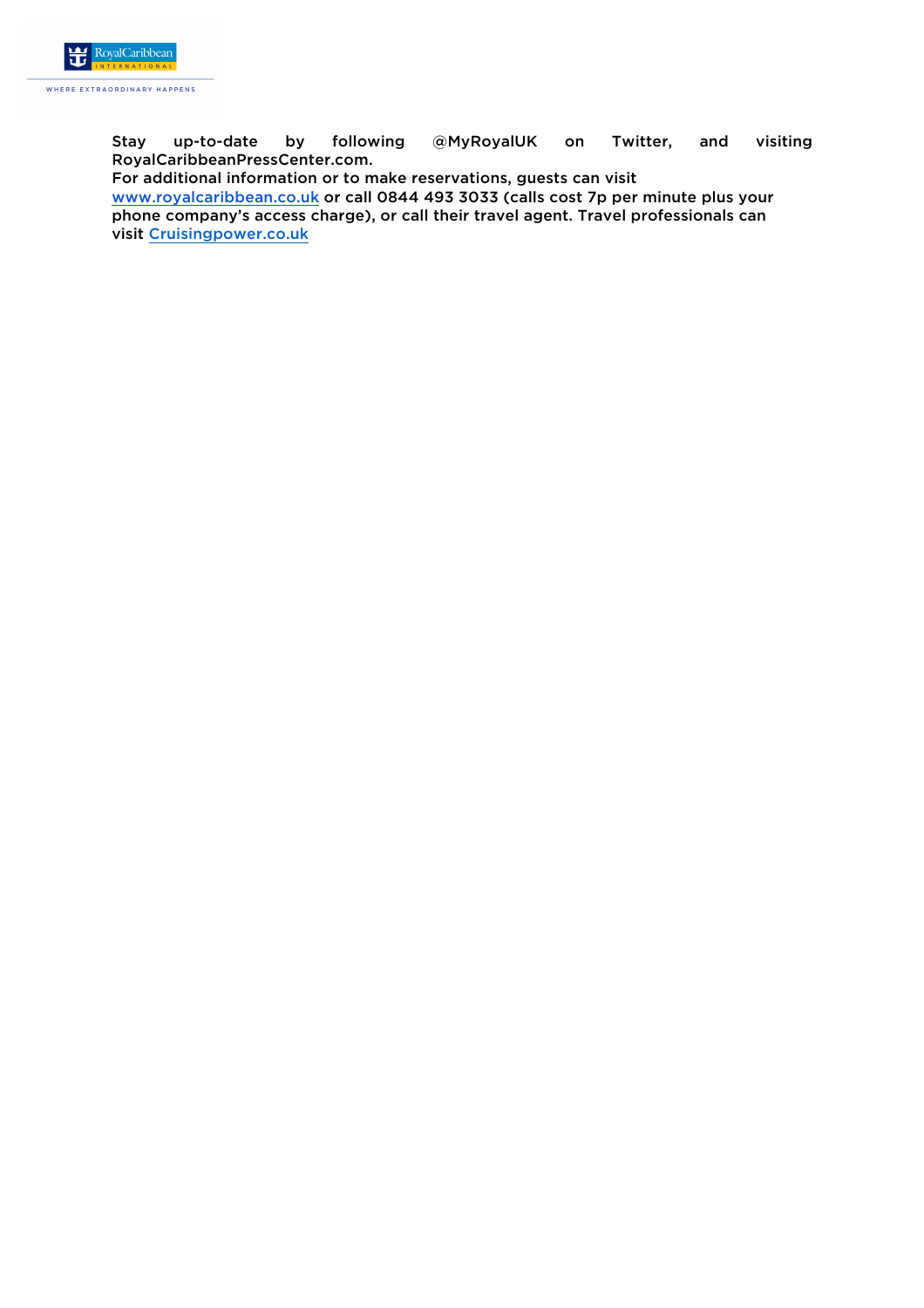Stay up-to-date by following @MyRoyalUK on Twitter, and visiting RoyalCaribbeanPressCenter.com.

For additional information or to make reservations, guests can visit [www.royalcaribbean.co.uk](http://www.royalcaribbean.co.uk) or call 0844 493 3033 (calls cost 7p per minute plus your phone company's access charge), or call their travel agent. Travel professionals can visit [Cruisingpower.co.uk](http://Cruisingpower.co.uk)